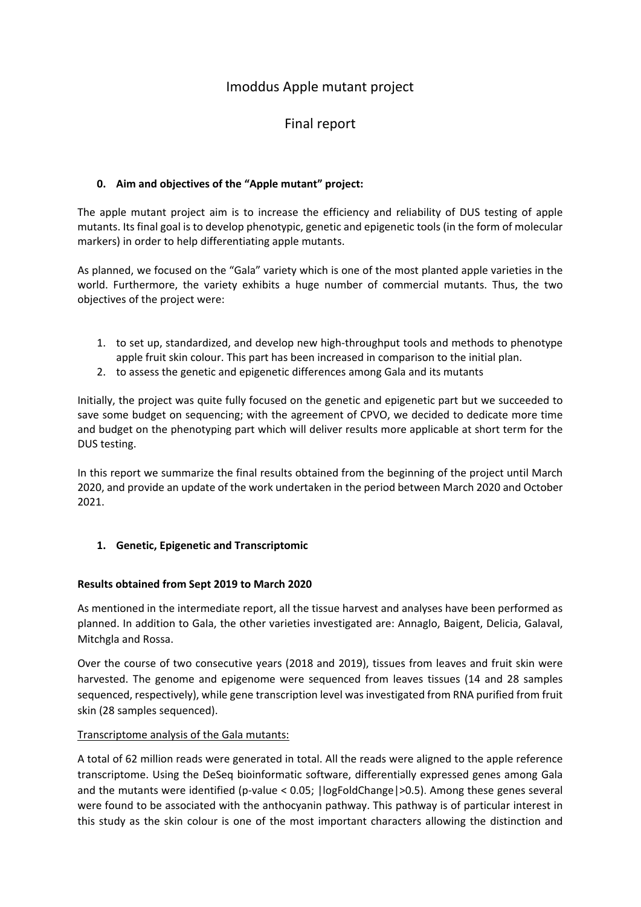# Imoddus Apple mutant project

# Final report

## 0. Aim and objectives of the "Apple mutant" project:

The apple mutant project aim is to increase the efficiency and reliability of DUS testing of apple mutants. Its final goal is to develop phenotypic, genetic and epigenetic tools (in the form of molecular markers) in order to help differentiating apple mutants.

As planned, we focused on the "Gala" variety which is one of the most planted apple varieties in the world. Furthermore, the variety exhibits a huge number of commercial mutants. Thus, the two objectives of the project were:

1. to set up, standardized, and develop new high-throughput tools and methods to phenotype apple fruit skin colour. This part has been increased in comparison to the initial plan.
2. to assess the genetic and epigenetic differences among Gala and its mutants

Initially, the project was quite fully focused on the genetic and epigenetic part but we succeeded to save some budget on sequencing; with the agreement of CPVO, we decided to dedicate more time and budget on the phenotyping part which will deliver results more applicable at short term for the DUS testing.

In this report we summarize the final results obtained from the beginning of the project until March 2020, and provide an update of the work undertaken in the period between March 2020 and October 2021.

## 1. Genetic, Epigenetic and Transcriptomic

**Results obtained from Sept 2019 to March 2020**

As mentioned in the intermediate report, all the tissue harvest and analyses have been performed as planned. In addition to Gala, the other varieties investigated are: Annaglo, Baigent, Delicia, Galaval, Mitchgla and Rossa.

Over the course of two consecutive years (2018 and 2019), tissues from leaves and fruit skin were harvested. The genome and epigenome were sequenced from leaves tissues (14 and 28 samples sequenced, respectively), while gene transcription level was investigated from RNA purified from fruit skin (28 samples sequenced).

Transcriptome analysis of the Gala mutants:

A total of 62 million reads were generated in total. All the reads were aligned to the apple reference transcriptome. Using the DeSeq bioinformatic software, differentially expressed genes among Gala and the mutants were identified ($p$-value $< 0.05$; $|\text{logFoldChange}|>0.5$). Among these genes several were found to be associated with the anthocyanin pathway. This pathway is of particular interest in this study as the skin colour is one of the most important characters allowing the distinction and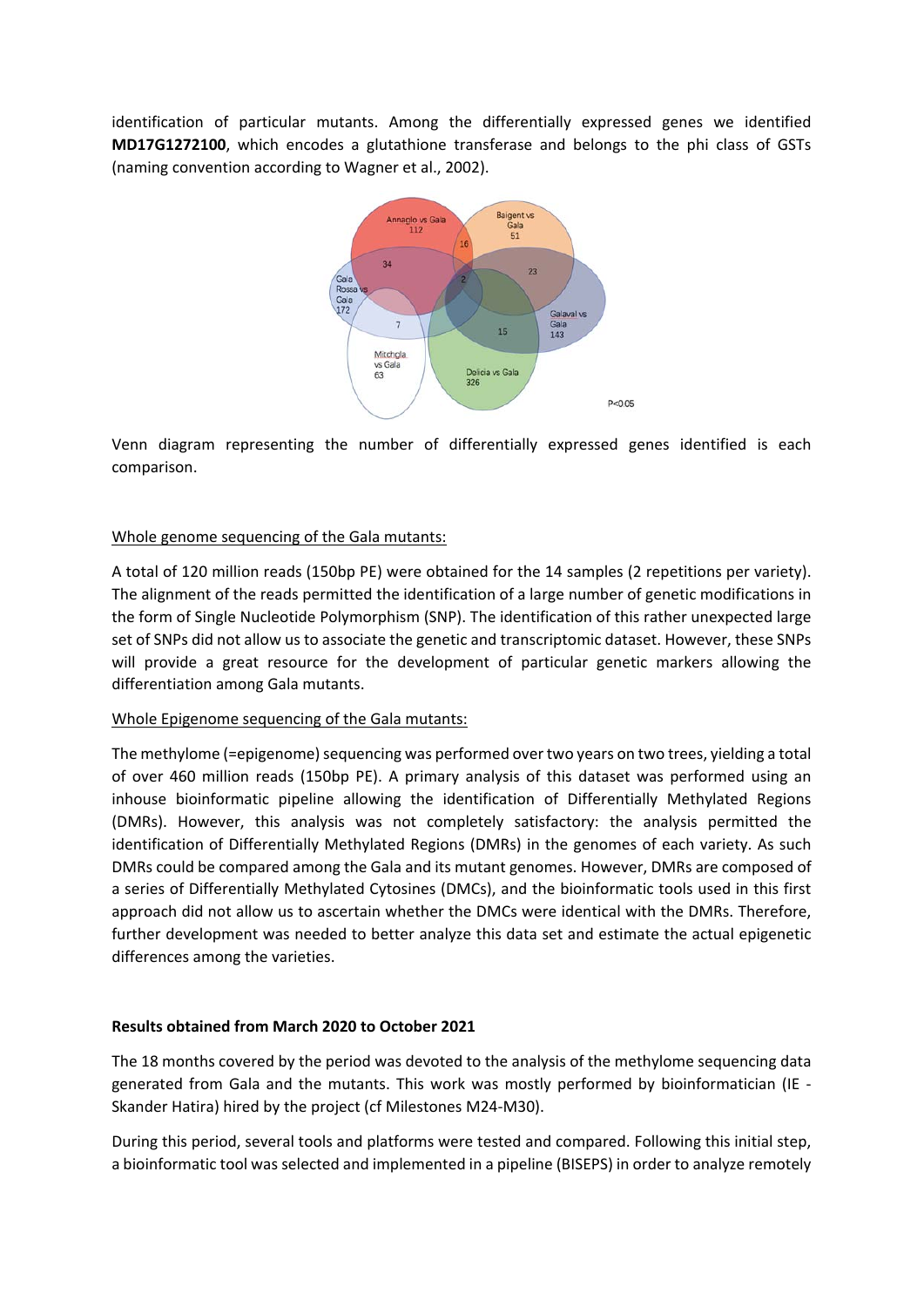identification of particular mutants. Among the differentially expressed genes we identified **MD17G1272100**, which encodes a glutathione transferase and belongs to the phi class of GSTs (naming convention according to Wagner et al., 2002).

Venn diagram representing the number of differentially expressed genes identified is each comparison.

<u>Whole genome sequencing of the Gala mutants:</u>

A total of 120 million reads (150bp PE) were obtained for the 14 samples (2 repetitions per variety). The alignment of the reads permitted the identification of a large number of genetic modifications in the form of Single Nucleotide Polymorphism (SNP). The identification of this rather unexpected large set of SNPs did not allow us to associate the genetic and transcriptomic dataset. However, these SNPs will provide a great resource for the development of particular genetic markers allowing the differentiation among Gala mutants.

<u>Whole Epigenome sequencing of the Gala mutants:</u>

The methylome (=epigenome) sequencing was performed over two years on two trees, yielding a total of over 460 million reads (150bp PE). A primary analysis of this dataset was performed using an inhouse bioinformatic pipeline allowing the identification of Differentially Methylated Regions (DMRs). However, this analysis was not completely satisfactory: the analysis permitted the identification of Differentially Methylated Regions (DMRs) in the genomes of each variety. As such DMRs could be compared among the Gala and its mutant genomes. However, DMRs are composed of a series of Differentially Methylated Cytosines (DMCs), and the bioinformatic tools used in this first approach did not allow us to ascertain whether the DMCs were identical with the DMRs. Therefore, further development was needed to better analyze this data set and estimate the actual epigenetic differences among the varieties.

**Results obtained from March 2020 to October 2021**

The 18 months covered by the period was devoted to the analysis of the methylome sequencing data generated from Gala and the mutants. This work was mostly performed by bioinformatician (IE - Skander Hatira) hired by the project (cf Milestones M24-M30).

During this period, several tools and platforms were tested and compared. Following this initial step, a bioinformatic tool was selected and implemented in a pipeline (BISEPS) in order to analyze remotely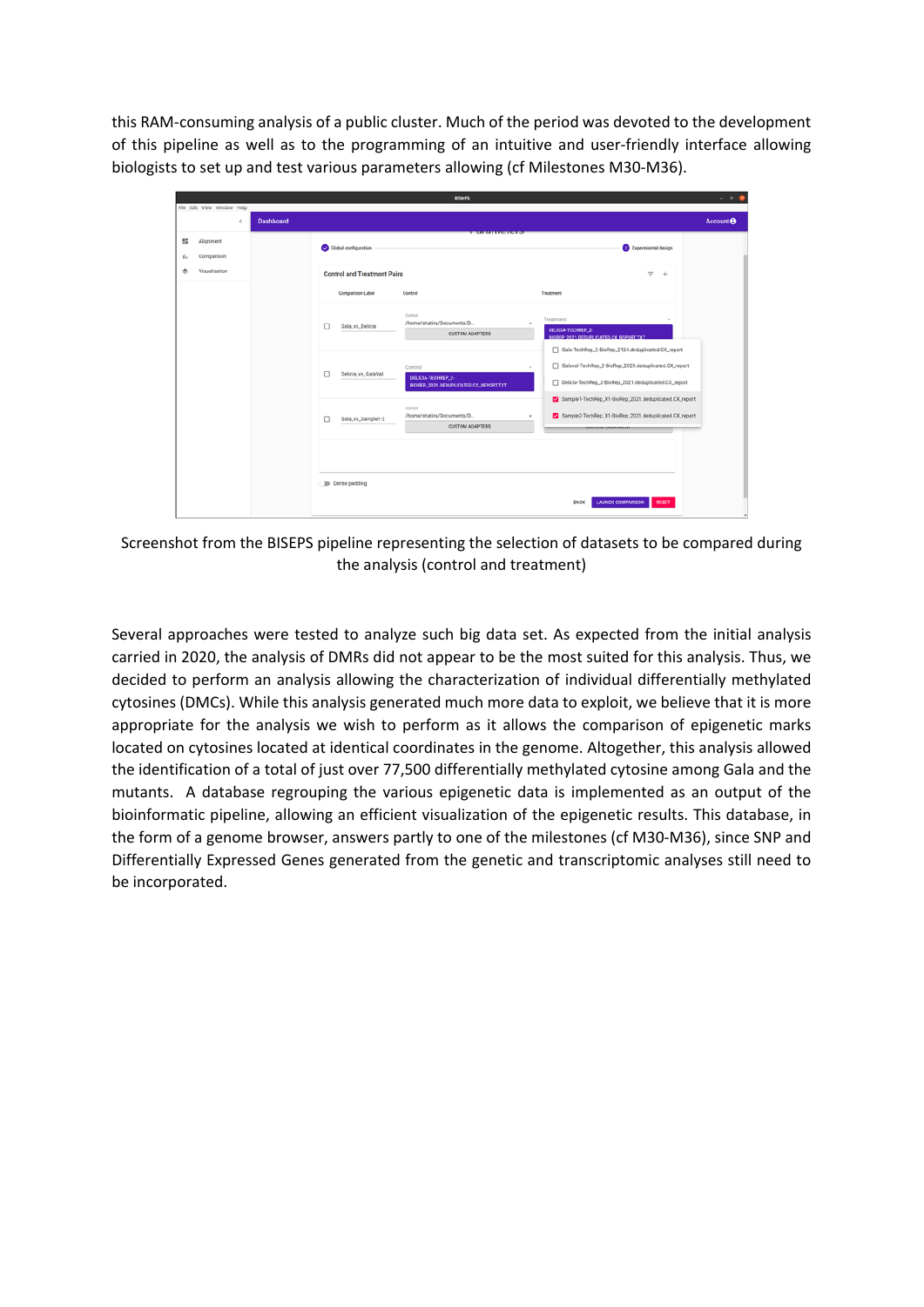this RAM-consuming analysis of a public cluster. Much of the period was devoted to the development of this pipeline as well as to the programming of an intuitive and user-friendly interface allowing biologists to set up and test various parameters allowing (cf Milestones M30-M36).

Screenshot from the BISEPS pipeline representing the selection of datasets to be compared during the analysis (control and treatment)

Several approaches were tested to analyze such big data set. As expected from the initial analysis carried in 2020, the analysis of DMRs did not appear to be the most suited for this analysis. Thus, we decided to perform an analysis allowing the characterization of individual differentially methylated cytosines (DMCs). While this analysis generated much more data to exploit, we believe that it is more appropriate for the analysis we wish to perform as it allows the comparison of epigenetic marks located on cytosines located at identical coordinates in the genome. Altogether, this analysis allowed the identification of a total of just over 77,500 differentially methylated cytosine among Gala and the mutants. A database regrouping the various epigenetic data is implemented as an output of the bioinformatic pipeline, allowing an efficient visualization of the epigenetic results. This database, in the form of a genome browser, answers partly to one of the milestones (cf M30-M36), since SNP and Differentially Expressed Genes generated from the genetic and transcriptomic analyses still need to be incorporated.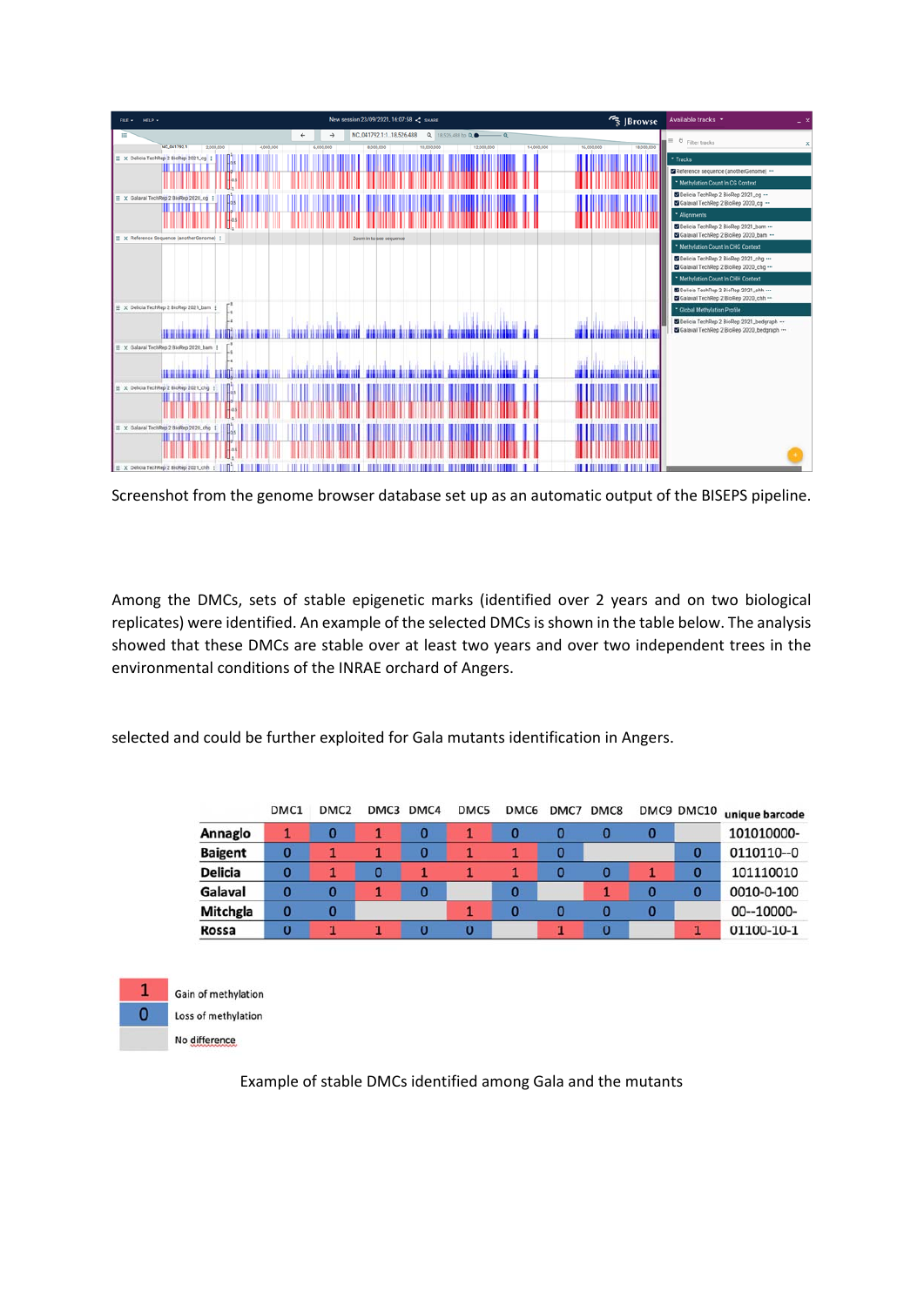Screenshot from the genome browser database set up as an automatic output of the BISEPS pipeline.

Among the DMCs, sets of stable epigenetic marks (identified over 2 years and on two biological replicates) were identified. An example of the selected DMCs is shown in the table below. The analysis showed that these DMCs are stable over at least two years and over two independent trees in the environmental conditions of the INRAE orchard of Angers.

selected and could be further exploited for Gala mutants identification in Angers.

| | DMC1 | DMC2 | DMC3 | DMC4 | DMC5 | DMC6 | DMC7 | DMC8 | DMC9 | DMC10 | unique barcode |
|---|---|---|---|---|---|---|---|---|---|---|---|
| **Annaglo** | 1 | 0 | 1 | 0 | 1 | 0 | 0 | 0 | 0 | | 101010000- |
| **Baigent** | 0 | 1 | 1 | 0 | 1 | 1 | 0 | | | 0 | 0110110--0 |
| **Delicia** | 0 | 1 | 0 | 1 | 1 | 1 | 0 | 0 | 1 | 0 | 101110010 |
| **Galaval** | 0 | 0 | 1 | 0 | | 0 | | 1 | 0 | 0 | 0010-0-100 |
| **Mitchgla** | 0 | 0 | | | 1 | 0 | 0 | 0 | 0 | | 00--10000- |
| **Rossa** | 0 | 1 | 1 | 0 | 0 | | 1 | 0 | | 1 | 01100-10-1 |

| | |
|---|---|
| 1 | Gain of methylation |
| 0 | Loss of methylation |
| | No difference |

Example of stable DMCs identified among Gala and the mutants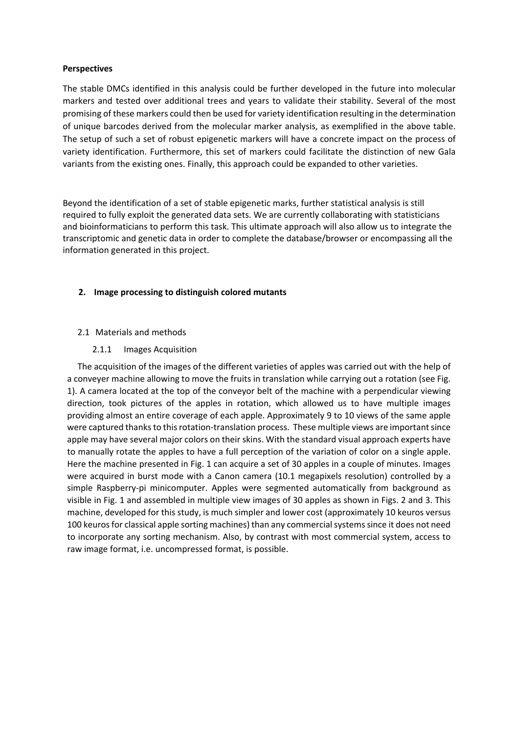**Perspectives**

The stable DMCs identified in this analysis could be further developed in the future into molecular markers and tested over additional trees and years to validate their stability. Several of the most promising of these markers could then be used for variety identification resulting in the determination of unique barcodes derived from the molecular marker analysis, as exemplified in the above table. The setup of such a set of robust epigenetic markers will have a concrete impact on the process of variety identification. Furthermore, this set of markers could facilitate the distinction of new Gala variants from the existing ones. Finally, this approach could be expanded to other varieties.

Beyond the identification of a set of stable epigenetic marks, further statistical analysis is still required to fully exploit the generated data sets. We are currently collaborating with statisticians and bioinformaticians to perform this task. This ultimate approach will also allow us to integrate the transcriptomic and genetic data in order to complete the database/browser or encompassing all the information generated in this project.

## 2. Image processing to distinguish colored mutants

### 2.1 Materials and methods

#### 2.1.1 Images Acquisition

The acquisition of the images of the different varieties of apples was carried out with the help of a conveyer machine allowing to move the fruits in translation while carrying out a rotation (see Fig. 1). A camera located at the top of the conveyor belt of the machine with a perpendicular viewing direction, took pictures of the apples in rotation, which allowed us to have multiple images providing almost an entire coverage of each apple. Approximately 9 to 10 views of the same apple were captured thanks to this rotation-translation process. These multiple views are important since apple may have several major colors on their skins. With the standard visual approach experts have to manually rotate the apples to have a full perception of the variation of color on a single apple. Here the machine presented in Fig. 1 can acquire a set of 30 apples in a couple of minutes. Images were acquired in burst mode with a Canon camera (10.1 megapixels resolution) controlled by a simple Raspberry-pi minicomputer. Apples were segmented automatically from background as visible in Fig. 1 and assembled in multiple view images of 30 apples as shown in Figs. 2 and 3. This machine, developed for this study, is much simpler and lower cost (approximately 10 keuros versus 100 keuros for classical apple sorting machines) than any commercial systems since it does not need to incorporate any sorting mechanism. Also, by contrast with most commercial system, access to raw image format, i.e. uncompressed format, is possible.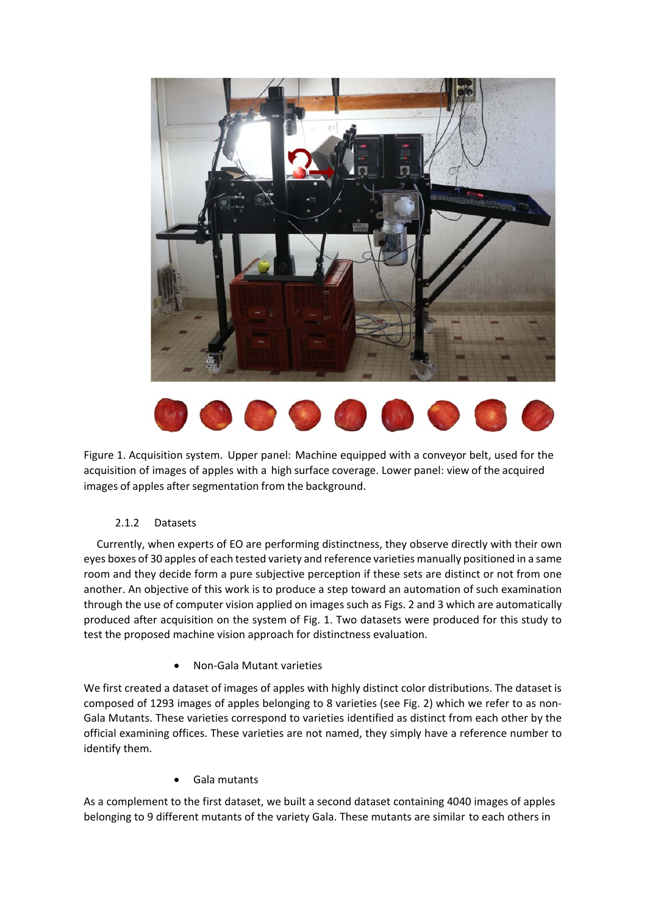Figure 1. Acquisition system. Upper panel: Machine equipped with a conveyor belt, used for the acquisition of images of apples with a high surface coverage. Lower panel: view of the acquired images of apples after segmentation from the background.

### 2.1.2 Datasets

Currently, when experts of EO are performing distinctness, they observe directly with their own eyes boxes of 30 apples of each tested variety and reference varieties manually positioned in a same room and they decide form a pure subjective perception if these sets are distinct or not from one another. An objective of this work is to produce a step toward an automation of such examination through the use of computer vision applied on images such as Figs. 2 and 3 which are automatically produced after acquisition on the system of Fig. 1. Two datasets were produced for this study to test the proposed machine vision approach for distinctness evaluation.

- Non-Gala Mutant varieties

We first created a dataset of images of apples with highly distinct color distributions. The dataset is composed of 1293 images of apples belonging to 8 varieties (see Fig. 2) which we refer to as non-Gala Mutants. These varieties correspond to varieties identified as distinct from each other by the official examining offices. These varieties are not named, they simply have a reference number to identify them.

- Gala mutants

As a complement to the first dataset, we built a second dataset containing 4040 images of apples belonging to 9 different mutants of the variety Gala. These mutants are similar to each others in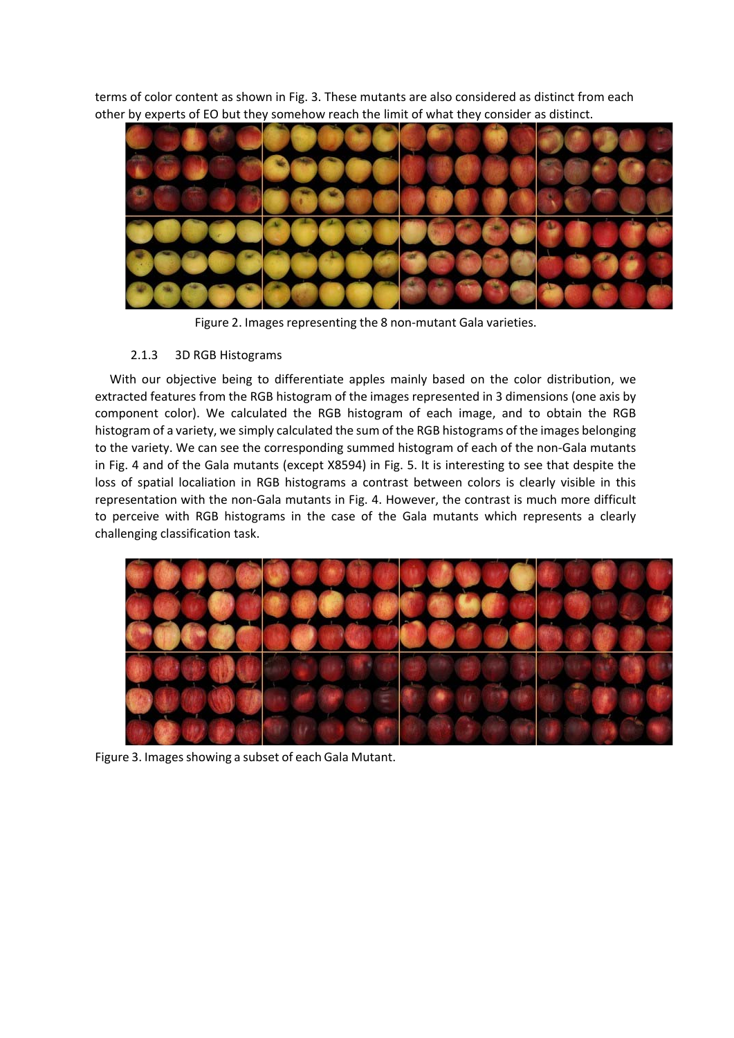terms of color content as shown in Fig. 3. These mutants are also considered as distinct from each other by experts of EO but they somehow reach the limit of what they consider as distinct.

Figure 2. Images representing the 8 non-mutant Gala varieties.

### 2.1.3 3D RGB Histograms

With our objective being to differentiate apples mainly based on the color distribution, we extracted features from the RGB histogram of the images represented in 3 dimensions (one axis by component color). We calculated the RGB histogram of each image, and to obtain the RGB histogram of a variety, we simply calculated the sum of the RGB histograms of the images belonging to the variety. We can see the corresponding summed histogram of each of the non-Gala mutants in Fig. 4 and of the Gala mutants (except X8594) in Fig. 5. It is interesting to see that despite the loss of spatial localiation in RGB histograms a contrast between colors is clearly visible in this representation with the non-Gala mutants in Fig. 4. However, the contrast is much more difficult to perceive with RGB histograms in the case of the Gala mutants which represents a clearly challenging classification task.

Figure 3. Images showing a subset of each Gala Mutant.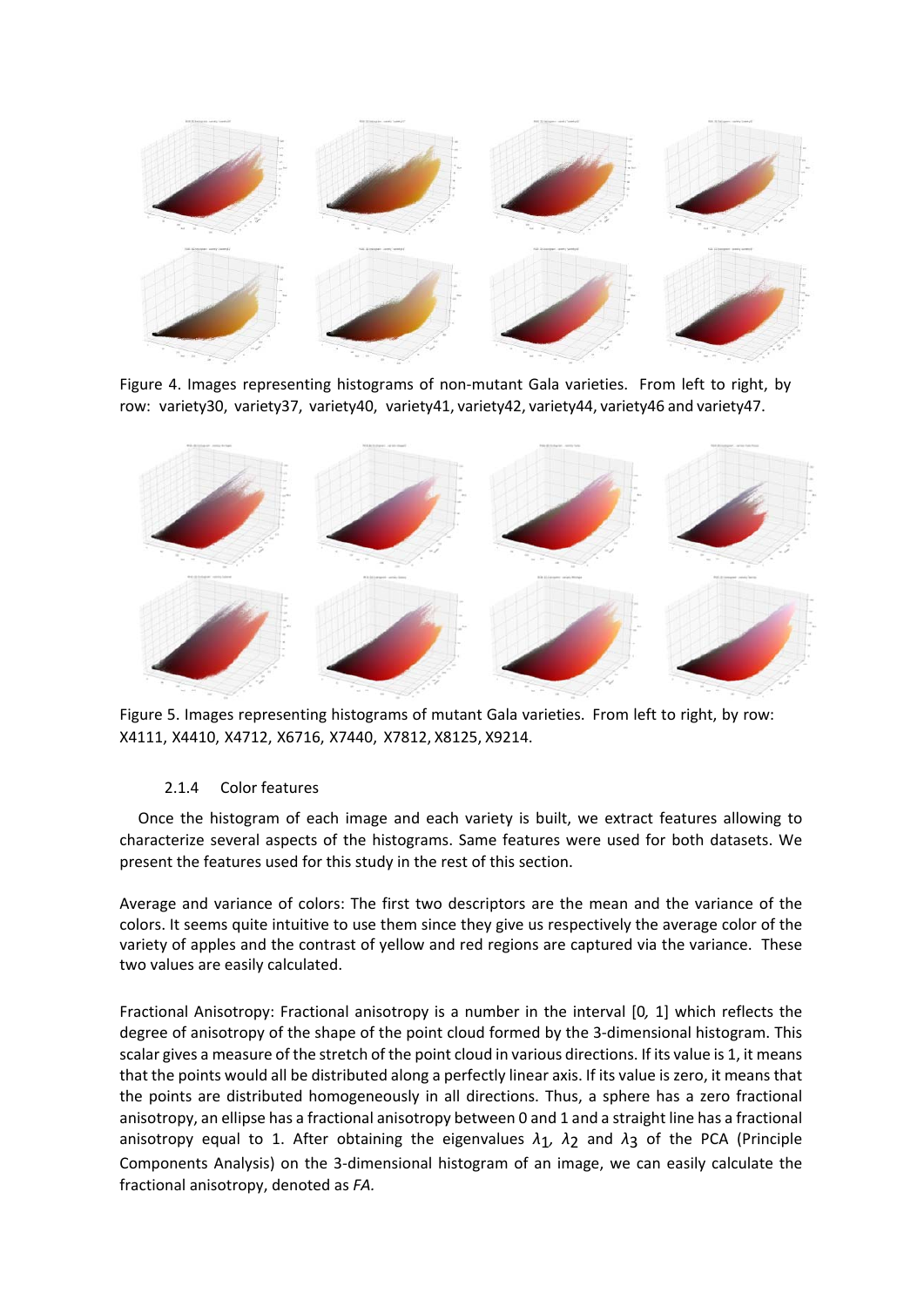Figure 4. Images representing histograms of non-mutant Gala varieties. From left to right, by row: variety30, variety37, variety40, variety41, variety42, variety44, variety46 and variety47.

Figure 5. Images representing histograms of mutant Gala varieties. From left to right, by row: X4111, X4410, X4712, X6716, X7440, X7812, X8125, X9214.

### 2.1.4 Color features

Once the histogram of each image and each variety is built, we extract features allowing to characterize several aspects of the histograms. Same features were used for both datasets. We present the features used for this study in the rest of this section.

Average and variance of colors: The first two descriptors are the mean and the variance of the colors. It seems quite intuitive to use them since they give us respectively the average color of the variety of apples and the contrast of yellow and red regions are captured via the variance. These two values are easily calculated.

Fractional Anisotropy: Fractional anisotropy is a number in the interval [0, 1] which reflects the degree of anisotropy of the shape of the point cloud formed by the 3-dimensional histogram. This scalar gives a measure of the stretch of the point cloud in various directions. If its value is 1, it means that the points would all be distributed along a perfectly linear axis. If its value is zero, it means that the points are distributed homogeneously in all directions. Thus, a sphere has a zero fractional anisotropy, an ellipse has a fractional anisotropy between 0 and 1 and a straight line has a fractional anisotropy equal to 1. After obtaining the eigenvalues $\lambda_1$, $\lambda_2$ and $\lambda_3$ of the PCA (Principle Components Analysis) on the 3-dimensional histogram of an image, we can easily calculate the fractional anisotropy, denoted as *FA*.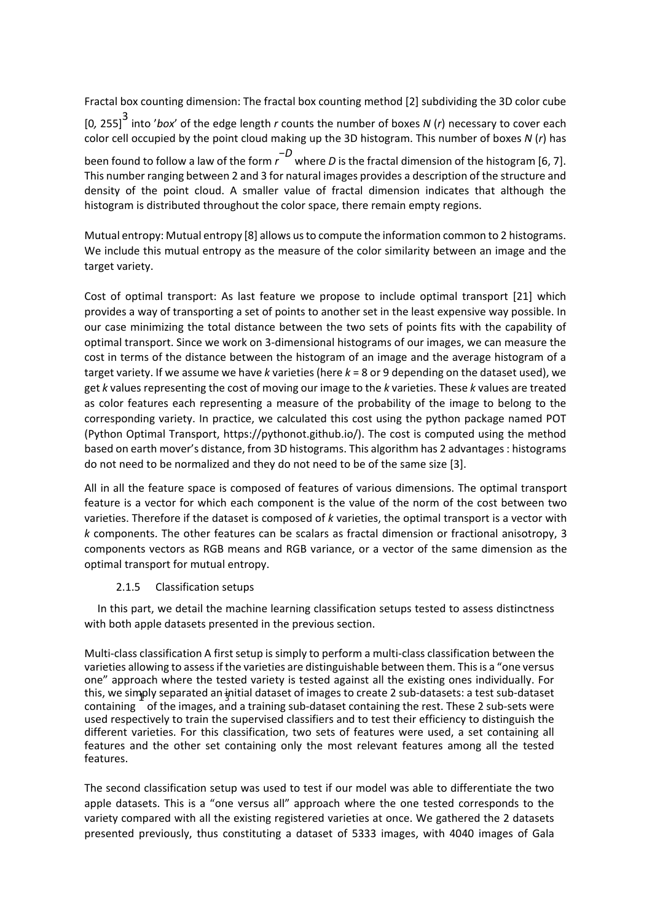Fractal box counting dimension: The fractal box counting method [2] subdividing the 3D color cube $[0, 255]^3$ into '*box*' of the edge length $r$ counts the number of boxes $N(r)$ necessary to cover each color cell occupied by the point cloud making up the 3D histogram. This number of boxes $N(r)$ has been found to follow a law of the form $r^{-D}$ where $D$ is the fractal dimension of the histogram [6, 7]. This number ranging between 2 and 3 for natural images provides a description of the structure and density of the point cloud. A smaller value of fractal dimension indicates that although the histogram is distributed throughout the color space, there remain empty regions.

Mutual entropy: Mutual entropy [8] allows us to compute the information common to 2 histograms. We include this mutual entropy as the measure of the color similarity between an image and the target variety.

Cost of optimal transport: As last feature we propose to include optimal transport [21] which provides a way of transporting a set of points to another set in the least expensive way possible. In our case minimizing the total distance between the two sets of points fits with the capability of optimal transport. Since we work on 3-dimensional histograms of our images, we can measure the cost in terms of the distance between the histogram of an image and the average histogram of a target variety. If we assume we have $k$ varieties (here $k = 8$ or 9 depending on the dataset used), we get $k$ values representing the cost of moving our image to the $k$ varieties. These $k$ values are treated as color features each representing a measure of the probability of the image to belong to the corresponding variety. In practice, we calculated this cost using the python package named POT (Python Optimal Transport, https://pythonot.github.io/). The cost is computed using the method based on earth mover's distance, from 3D histograms. This algorithm has 2 advantages : histograms do not need to be normalized and they do not need to be of the same size [3].

All in all the feature space is composed of features of various dimensions. The optimal transport feature is a vector for which each component is the value of the norm of the cost between two varieties. Therefore if the dataset is composed of $k$ varieties, the optimal transport is a vector with $k$ components. The other features can be scalars as fractal dimension or fractional anisotropy, 3 components vectors as RGB means and RGB variance, or a vector of the same dimension as the optimal transport for mutual entropy.

### 2.1.5 Classification setups

In this part, we detail the machine learning classification setups tested to assess distinctness with both apple datasets presented in the previous section.

Multi-class classification A first setup is simply to perform a multi-class classification between the varieties allowing to assess if the varieties are distinguishable between them. This is a "one versus one" approach where the tested variety is tested against all the existing ones individually. For this, we simply separated an initial dataset of images to create 2 sub-datasets: a test sub-dataset containing $\frac{1}{3}$ of the images, and a training sub-dataset containing the rest. These 2 sub-sets were used respectively to train the supervised classifiers and to test their efficiency to distinguish the different varieties. For this classification, two sets of features were used, a set containing all features and the other set containing only the most relevant features among all the tested features.

The second classification setup was used to test if our model was able to differentiate the two apple datasets. This is a "one versus all" approach where the one tested corresponds to the variety compared with all the existing registered varieties at once. We gathered the 2 datasets presented previously, thus constituting a dataset of 5333 images, with 4040 images of Gala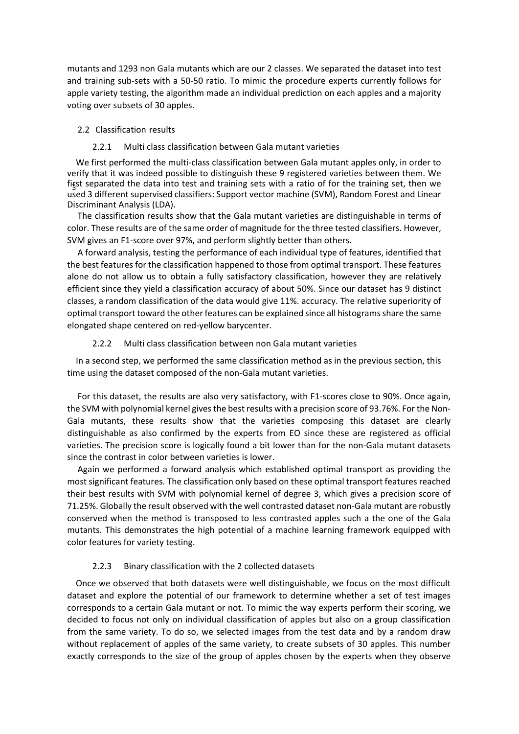mutants and 1293 non Gala mutants which are our 2 classes. We separated the dataset into test and training sub-sets with a 50-50 ratio. To mimic the procedure experts currently follows for apple variety testing, the algorithm made an individual prediction on each apples and a majority voting over subsets of 30 apples.

## 2.2 Classification results

### 2.2.1 Multi class classification between Gala mutant varieties

We first performed the multi-class classification between Gala mutant apples only, in order to verify that it was indeed possible to distinguish these 9 registered varieties between them. We first separated the data into test and training sets with a ratio of for the training set, then we used 3 different supervised classifiers: Support vector machine (SVM), Random Forest and Linear Discriminant Analysis (LDA).

The classification results show that the Gala mutant varieties are distinguishable in terms of color. These results are of the same order of magnitude for the three tested classifiers. However, SVM gives an F1-score over 97%, and perform slightly better than others.

A forward analysis, testing the performance of each individual type of features, identified that the best features for the classification happened to those from optimal transport. These features alone do not allow us to obtain a fully satisfactory classification, however they are relatively efficient since they yield a classification accuracy of about 50%. Since our dataset has 9 distinct classes, a random classification of the data would give 11%. accuracy. The relative superiority of optimal transport toward the other features can be explained since all histograms share the same elongated shape centered on red-yellow barycenter.

### 2.2.2 Multi class classification between non Gala mutant varieties

In a second step, we performed the same classification method as in the previous section, this time using the dataset composed of the non-Gala mutant varieties.

For this dataset, the results are also very satisfactory, with F1-scores close to 90%. Once again, the SVM with polynomial kernel gives the best results with a precision score of 93.76%. For the Non-Gala mutants, these results show that the varieties composing this dataset are clearly distinguishable as also confirmed by the experts from EO since these are registered as official varieties. The precision score is logically found a bit lower than for the non-Gala mutant datasets since the contrast in color between varieties is lower.

Again we performed a forward analysis which established optimal transport as providing the most significant features. The classification only based on these optimal transport features reached their best results with SVM with polynomial kernel of degree 3, which gives a precision score of 71.25%. Globally the result observed with the well contrasted dataset non-Gala mutant are robustly conserved when the method is transposed to less contrasted apples such a the one of the Gala mutants. This demonstrates the high potential of a machine learning framework equipped with color features for variety testing.

### 2.2.3 Binary classification with the 2 collected datasets

Once we observed that both datasets were well distinguishable, we focus on the most difficult dataset and explore the potential of our framework to determine whether a set of test images corresponds to a certain Gala mutant or not. To mimic the way experts perform their scoring, we decided to focus not only on individual classification of apples but also on a group classification from the same variety. To do so, we selected images from the test data and by a random draw without replacement of apples of the same variety, to create subsets of 30 apples. This number exactly corresponds to the size of the group of apples chosen by the experts when they observe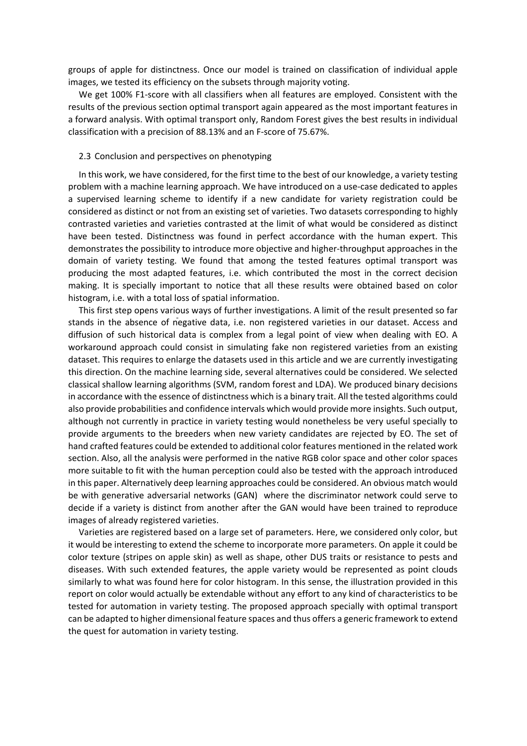groups of apple for distinctness. Once our model is trained on classification of individual apple images, we tested its efficiency on the subsets through majority voting.

We get 100% F1-score with all classifiers when all features are employed. Consistent with the results of the previous section optimal transport again appeared as the most important features in a forward analysis. With optimal transport only, Random Forest gives the best results in individual classification with a precision of 88.13% and an F-score of 75.67%.

### 2.3 Conclusion and perspectives on phenotyping

In this work, we have considered, for the first time to the best of our knowledge, a variety testing problem with a machine learning approach. We have introduced on a use-case dedicated to apples a supervised learning scheme to identify if a new candidate for variety registration could be considered as distinct or not from an existing set of varieties. Two datasets corresponding to highly contrasted varieties and varieties contrasted at the limit of what would be considered as distinct have been tested. Distinctness was found in perfect accordance with the human expert. This demonstrates the possibility to introduce more objective and higher-throughput approaches in the domain of variety testing. We found that among the tested features optimal transport was producing the most adapted features, i.e. which contributed the most in the correct decision making. It is specially important to notice that all these results were obtained based on color histogram, i.e. with a total loss of spatial information.

This first step opens various ways of further investigations. A limit of the result presented so far stands in the absence of negative data, i.e. non registered varieties in our dataset. Access and diffusion of such historical data is complex from a legal point of view when dealing with EO. A workaround approach could consist in simulating fake non registered varieties from an existing dataset. This requires to enlarge the datasets used in this article and we are currently investigating this direction. On the machine learning side, several alternatives could be considered. We selected classical shallow learning algorithms (SVM, random forest and LDA). We produced binary decisions in accordance with the essence of distinctness which is a binary trait. All the tested algorithms could also provide probabilities and confidence intervals which would provide more insights. Such output, although not currently in practice in variety testing would nonetheless be very useful specially to provide arguments to the breeders when new variety candidates are rejected by EO. The set of hand crafted features could be extended to additional color features mentioned in the related work section. Also, all the analysis were performed in the native RGB color space and other color spaces more suitable to fit with the human perception could also be tested with the approach introduced in this paper. Alternatively deep learning approaches could be considered. An obvious match would be with generative adversarial networks (GAN) where the discriminator network could serve to decide if a variety is distinct from another after the GAN would have been trained to reproduce images of already registered varieties.

Varieties are registered based on a large set of parameters. Here, we considered only color, but it would be interesting to extend the scheme to incorporate more parameters. On apple it could be color texture (stripes on apple skin) as well as shape, other DUS traits or resistance to pests and diseases. With such extended features, the apple variety would be represented as point clouds similarly to what was found here for color histogram. In this sense, the illustration provided in this report on color would actually be extendable without any effort to any kind of characteristics to be tested for automation in variety testing. The proposed approach specially with optimal transport can be adapted to higher dimensional feature spaces and thus offers a generic framework to extend the quest for automation in variety testing.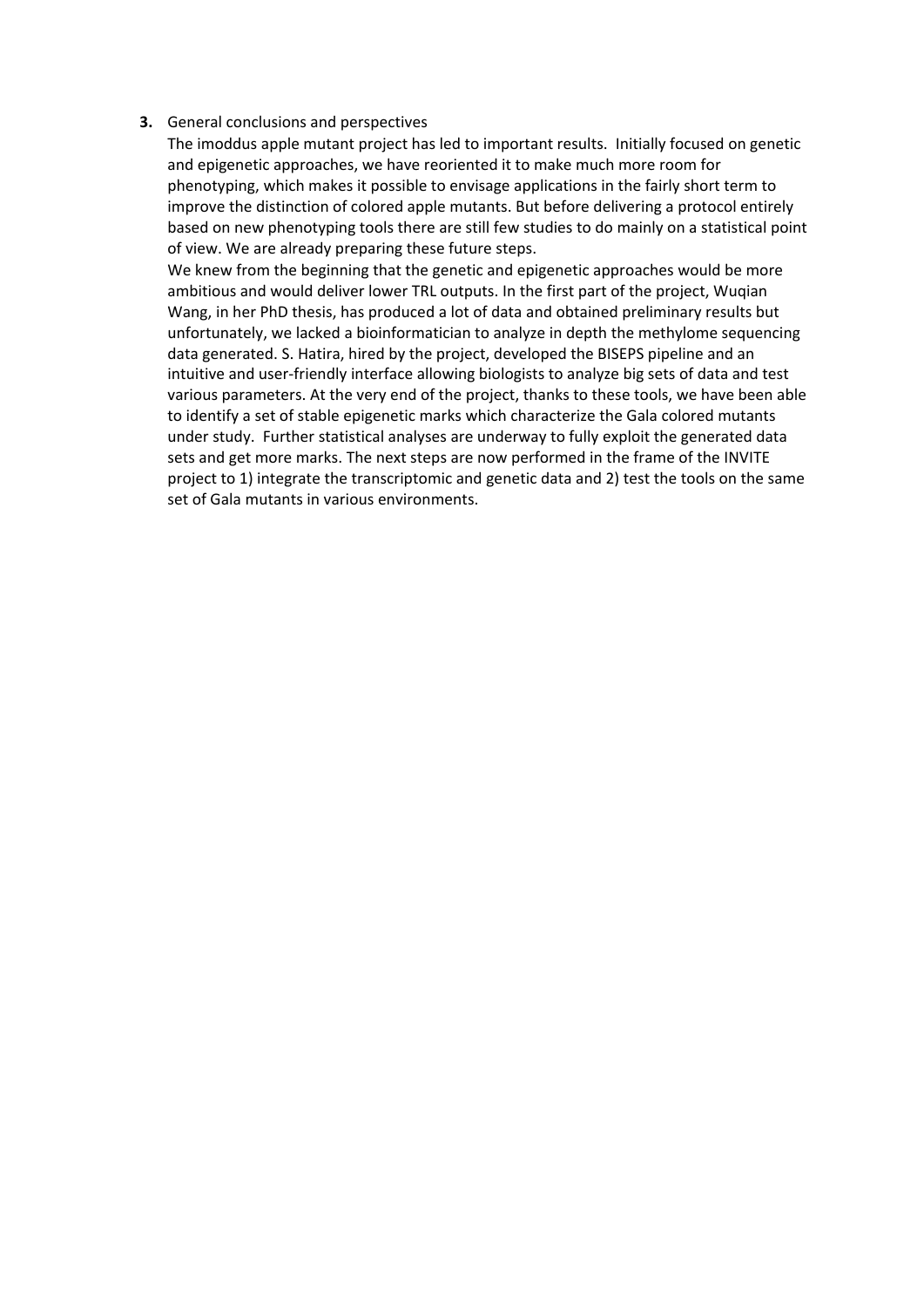## 3. General conclusions and perspectives

The imoddus apple mutant project has led to important results. Initially focused on genetic and epigenetic approaches, we have reoriented it to make much more room for phenotyping, which makes it possible to envisage applications in the fairly short term to improve the distinction of colored apple mutants. But before delivering a protocol entirely based on new phenotyping tools there are still few studies to do mainly on a statistical point of view. We are already preparing these future steps.

We knew from the beginning that the genetic and epigenetic approaches would be more ambitious and would deliver lower TRL outputs. In the first part of the project, Wuqian Wang, in her PhD thesis, has produced a lot of data and obtained preliminary results but unfortunately, we lacked a bioinformatician to analyze in depth the methylome sequencing data generated. S. Hatira, hired by the project, developed the BISEPS pipeline and an intuitive and user-friendly interface allowing biologists to analyze big sets of data and test various parameters. At the very end of the project, thanks to these tools, we have been able to identify a set of stable epigenetic marks which characterize the Gala colored mutants under study. Further statistical analyses are underway to fully exploit the generated data sets and get more marks. The next steps are now performed in the frame of the INVITE project to 1) integrate the transcriptomic and genetic data and 2) test the tools on the same set of Gala mutants in various environments.